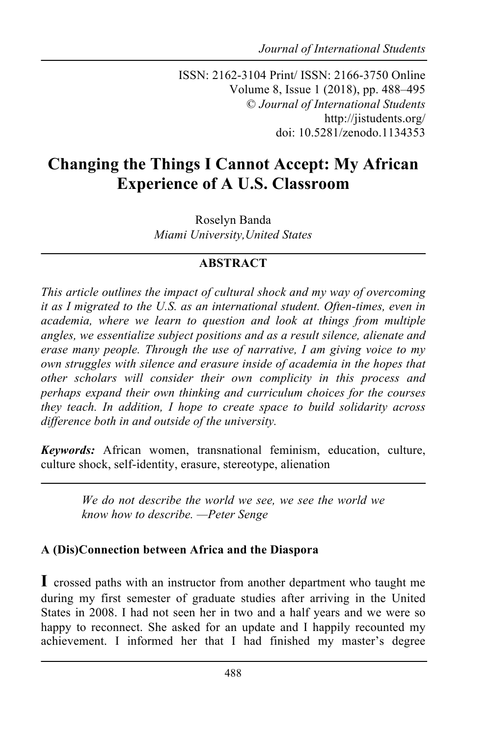ISSN: 2162-3104 Print/ ISSN: 2166-3750 Online
Volume 8, Issue 1 (2018), pp. 488–495
© *Journal of International Students*
http://jistudents.org/
doi: 10.5281/zenodo.1134353

# Changing the Things I Cannot Accept: My African Experience of A U.S. Classroom

Roselyn Banda
*Miami University,United States*

## ABSTRACT

*This article outlines the impact of cultural shock and my way of overcoming it as I migrated to the U.S. as an international student. Often-times, even in academia, where we learn to question and look at things from multiple angles, we essentialize subject positions and as a result silence, alienate and erase many people. Through the use of narrative, I am giving voice to my own struggles with silence and erasure inside of academia in the hopes that other scholars will consider their own complicity in this process and perhaps expand their own thinking and curriculum choices for the courses they teach. In addition, I hope to create space to build solidarity across difference both in and outside of the university.*

***Keywords:*** African women, transnational feminism, education, culture, culture shock, self-identity, erasure, stereotype, alienation

> *We do not describe the world we see, we see the world we know how to describe. —Peter Senge*

### A (Dis)Connection between Africa and the Diaspora

**I** crossed paths with an instructor from another department who taught me during my first semester of graduate studies after arriving in the United States in 2008. I had not seen her in two and a half years and we were so happy to reconnect. She asked for an update and I happily recounted my achievement. I informed her that I had finished my master's degree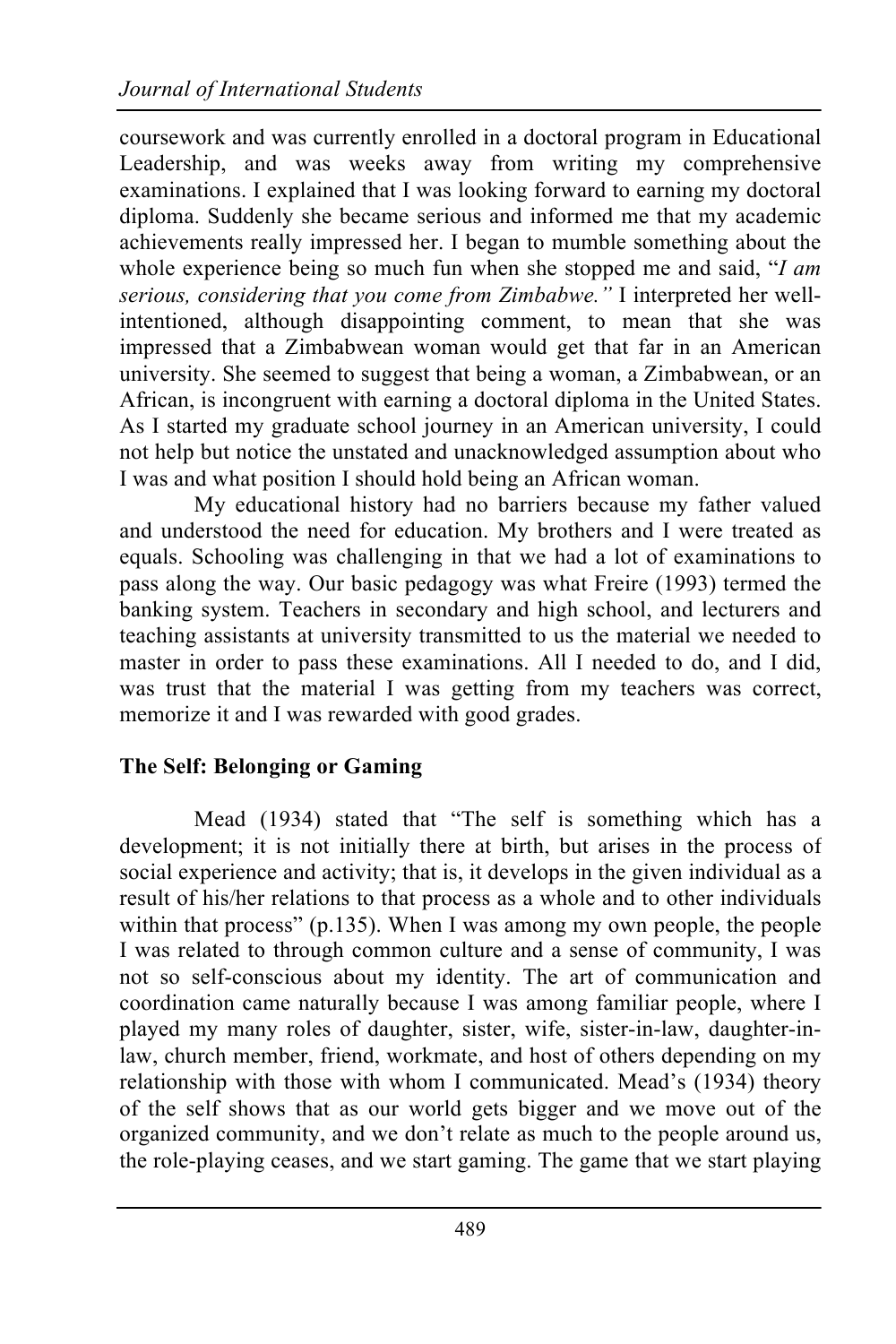coursework and was currently enrolled in a doctoral program in Educational Leadership, and was weeks away from writing my comprehensive examinations. I explained that I was looking forward to earning my doctoral diploma. Suddenly she became serious and informed me that my academic achievements really impressed her. I began to mumble something about the whole experience being so much fun when she stopped me and said, "*I am serious, considering that you come from Zimbabwe.*" I interpreted her well-intentioned, although disappointing comment, to mean that she was impressed that a Zimbabwean woman would get that far in an American university. She seemed to suggest that being a woman, a Zimbabwean, or an African, is incongruent with earning a doctoral diploma in the United States. As I started my graduate school journey in an American university, I could not help but notice the unstated and unacknowledged assumption about who I was and what position I should hold being an African woman.

My educational history had no barriers because my father valued and understood the need for education. My brothers and I were treated as equals. Schooling was challenging in that we had a lot of examinations to pass along the way. Our basic pedagogy was what Freire (1993) termed the banking system. Teachers in secondary and high school, and lecturers and teaching assistants at university transmitted to us the material we needed to master in order to pass these examinations. All I needed to do, and I did, was trust that the material I was getting from my teachers was correct, memorize it and I was rewarded with good grades.

## The Self: Belonging or Gaming

Mead (1934) stated that "The self is something which has a development; it is not initially there at birth, but arises in the process of social experience and activity; that is, it develops in the given individual as a result of his/her relations to that process as a whole and to other individuals within that process" (p.135). When I was among my own people, the people I was related to through common culture and a sense of community, I was not so self-conscious about my identity. The art of communication and coordination came naturally because I was among familiar people, where I played my many roles of daughter, sister, wife, sister-in-law, daughter-in-law, church member, friend, workmate, and host of others depending on my relationship with those with whom I communicated. Mead's (1934) theory of the self shows that as our world gets bigger and we move out of the organized community, and we don't relate as much to the people around us, the role-playing ceases, and we start gaming. The game that we start playing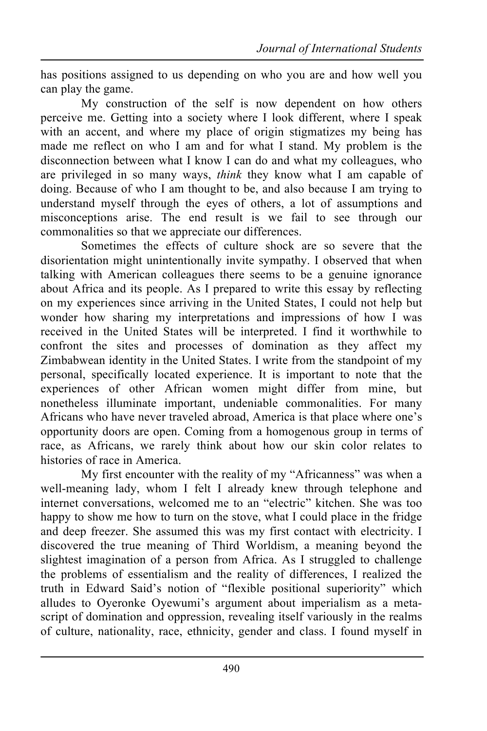has positions assigned to us depending on who you are and how well you can play the game.

My construction of the self is now dependent on how others perceive me. Getting into a society where I look different, where I speak with an accent, and where my place of origin stigmatizes my being has made me reflect on who I am and for what I stand. My problem is the disconnection between what I know I can do and what my colleagues, who are privileged in so many ways, *think* they know what I am capable of doing. Because of who I am thought to be, and also because I am trying to understand myself through the eyes of others, a lot of assumptions and misconceptions arise. The end result is we fail to see through our commonalities so that we appreciate our differences.

Sometimes the effects of culture shock are so severe that the disorientation might unintentionally invite sympathy. I observed that when talking with American colleagues there seems to be a genuine ignorance about Africa and its people. As I prepared to write this essay by reflecting on my experiences since arriving in the United States, I could not help but wonder how sharing my interpretations and impressions of how I was received in the United States will be interpreted. I find it worthwhile to confront the sites and processes of domination as they affect my Zimbabwean identity in the United States. I write from the standpoint of my personal, specifically located experience. It is important to note that the experiences of other African women might differ from mine, but nonetheless illuminate important, undeniable commonalities. For many Africans who have never traveled abroad, America is that place where one's opportunity doors are open. Coming from a homogenous group in terms of race, as Africans, we rarely think about how our skin color relates to histories of race in America.

My first encounter with the reality of my "Africanness" was when a well-meaning lady, whom I felt I already knew through telephone and internet conversations, welcomed me to an "electric" kitchen. She was too happy to show me how to turn on the stove, what I could place in the fridge and deep freezer. She assumed this was my first contact with electricity. I discovered the true meaning of Third Worldism, a meaning beyond the slightest imagination of a person from Africa. As I struggled to challenge the problems of essentialism and the reality of differences, I realized the truth in Edward Said's notion of "flexible positional superiority" which alludes to Oyeronke Oyewumi's argument about imperialism as a meta-script of domination and oppression, revealing itself variously in the realms of culture, nationality, race, ethnicity, gender and class. I found myself in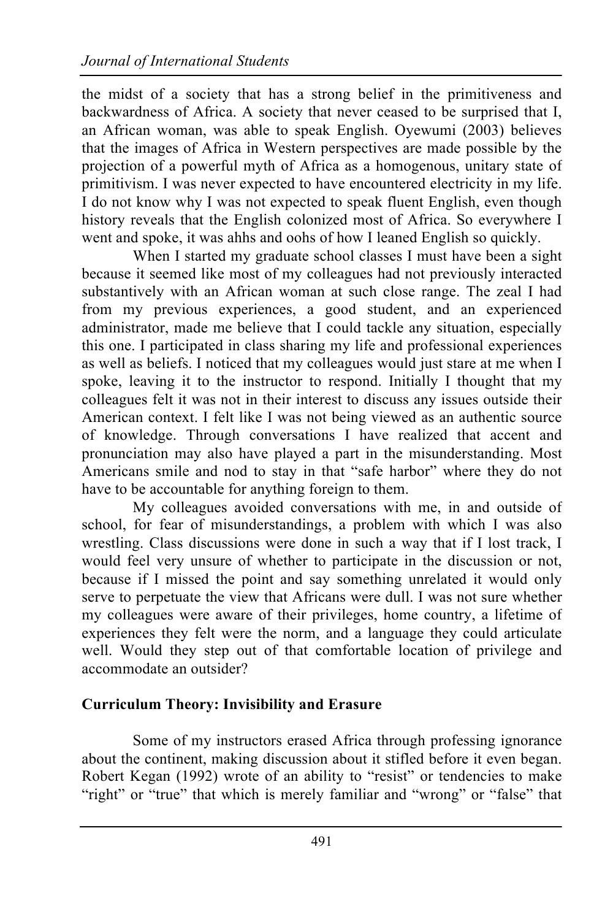the midst of a society that has a strong belief in the primitiveness and backwardness of Africa. A society that never ceased to be surprised that I, an African woman, was able to speak English. Oyewumi (2003) believes that the images of Africa in Western perspectives are made possible by the projection of a powerful myth of Africa as a homogenous, unitary state of primitivism. I was never expected to have encountered electricity in my life. I do not know why I was not expected to speak fluent English, even though history reveals that the English colonized most of Africa. So everywhere I went and spoke, it was ahhs and oohs of how I leaned English so quickly.

When I started my graduate school classes I must have been a sight because it seemed like most of my colleagues had not previously interacted substantively with an African woman at such close range. The zeal I had from my previous experiences, a good student, and an experienced administrator, made me believe that I could tackle any situation, especially this one. I participated in class sharing my life and professional experiences as well as beliefs. I noticed that my colleagues would just stare at me when I spoke, leaving it to the instructor to respond. Initially I thought that my colleagues felt it was not in their interest to discuss any issues outside their American context. I felt like I was not being viewed as an authentic source of knowledge. Through conversations I have realized that accent and pronunciation may also have played a part in the misunderstanding. Most Americans smile and nod to stay in that "safe harbor" where they do not have to be accountable for anything foreign to them.

My colleagues avoided conversations with me, in and outside of school, for fear of misunderstandings, a problem with which I was also wrestling. Class discussions were done in such a way that if I lost track, I would feel very unsure of whether to participate in the discussion or not, because if I missed the point and say something unrelated it would only serve to perpetuate the view that Africans were dull. I was not sure whether my colleagues were aware of their privileges, home country, a lifetime of experiences they felt were the norm, and a language they could articulate well. Would they step out of that comfortable location of privilege and accommodate an outsider?

## Curriculum Theory: Invisibility and Erasure

Some of my instructors erased Africa through professing ignorance about the continent, making discussion about it stifled before it even began. Robert Kegan (1992) wrote of an ability to "resist" or tendencies to make "right" or "true" that which is merely familiar and "wrong" or "false" that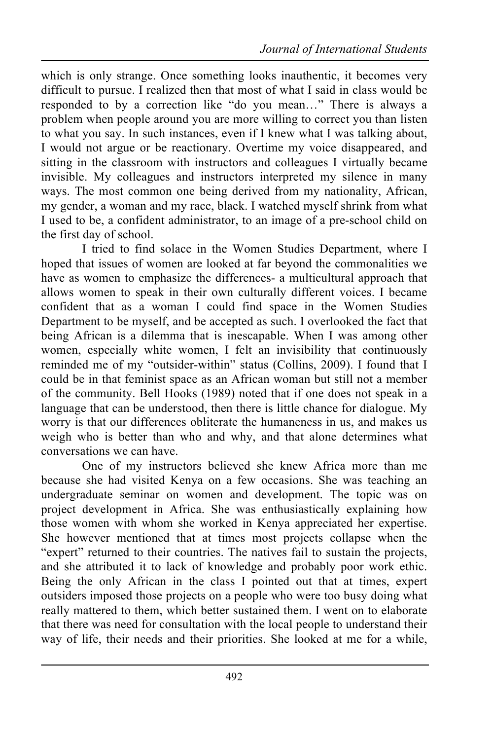which is only strange. Once something looks inauthentic, it becomes very difficult to pursue. I realized then that most of what I said in class would be responded to by a correction like "do you mean…" There is always a problem when people around you are more willing to correct you than listen to what you say. In such instances, even if I knew what I was talking about, I would not argue or be reactionary. Overtime my voice disappeared, and sitting in the classroom with instructors and colleagues I virtually became invisible. My colleagues and instructors interpreted my silence in many ways. The most common one being derived from my nationality, African, my gender, a woman and my race, black. I watched myself shrink from what I used to be, a confident administrator, to an image of a pre-school child on the first day of school.

I tried to find solace in the Women Studies Department, where I hoped that issues of women are looked at far beyond the commonalities we have as women to emphasize the differences- a multicultural approach that allows women to speak in their own culturally different voices. I became confident that as a woman I could find space in the Women Studies Department to be myself, and be accepted as such. I overlooked the fact that being African is a dilemma that is inescapable. When I was among other women, especially white women, I felt an invisibility that continuously reminded me of my "outsider-within" status (Collins, 2009). I found that I could be in that feminist space as an African woman but still not a member of the community. Bell Hooks (1989) noted that if one does not speak in a language that can be understood, then there is little chance for dialogue. My worry is that our differences obliterate the humaneness in us, and makes us weigh who is better than who and why, and that alone determines what conversations we can have.

One of my instructors believed she knew Africa more than me because she had visited Kenya on a few occasions. She was teaching an undergraduate seminar on women and development. The topic was on project development in Africa. She was enthusiastically explaining how those women with whom she worked in Kenya appreciated her expertise. She however mentioned that at times most projects collapse when the "expert" returned to their countries. The natives fail to sustain the projects, and she attributed it to lack of knowledge and probably poor work ethic. Being the only African in the class I pointed out that at times, expert outsiders imposed those projects on a people who were too busy doing what really mattered to them, which better sustained them. I went on to elaborate that there was need for consultation with the local people to understand their way of life, their needs and their priorities. She looked at me for a while,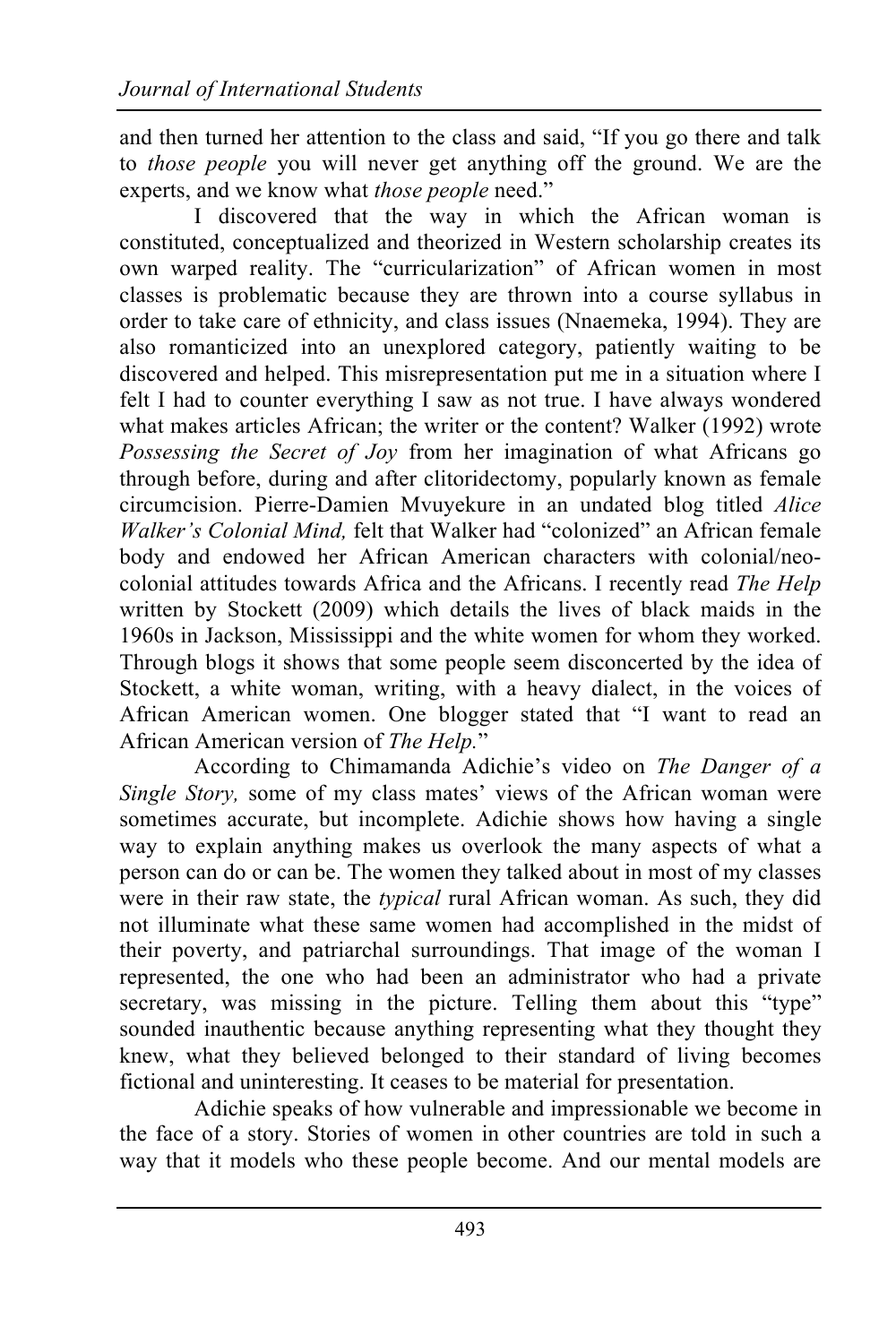and then turned her attention to the class and said, "If you go there and talk to *those people* you will never get anything off the ground. We are the experts, and we know what *those people* need."

I discovered that the way in which the African woman is constituted, conceptualized and theorized in Western scholarship creates its own warped reality. The "curricularization" of African women in most classes is problematic because they are thrown into a course syllabus in order to take care of ethnicity, and class issues (Nnaemeka, 1994). They are also romanticized into an unexplored category, patiently waiting to be discovered and helped. This misrepresentation put me in a situation where I felt I had to counter everything I saw as not true. I have always wondered what makes articles African; the writer or the content? Walker (1992) wrote *Possessing the Secret of Joy* from her imagination of what Africans go through before, during and after clitoridectomy, popularly known as female circumcision. Pierre-Damien Mvuyekure in an undated blog titled *Alice Walker's Colonial Mind,* felt that Walker had "colonized" an African female body and endowed her African American characters with colonial/neo-colonial attitudes towards Africa and the Africans. I recently read *The Help* written by Stockett (2009) which details the lives of black maids in the 1960s in Jackson, Mississippi and the white women for whom they worked. Through blogs it shows that some people seem disconcerted by the idea of Stockett, a white woman, writing, with a heavy dialect, in the voices of African American women. One blogger stated that "I want to read an African American version of *The Help.*"

According to Chimamanda Adichie's video on *The Danger of a Single Story,* some of my class mates' views of the African woman were sometimes accurate, but incomplete. Adichie shows how having a single way to explain anything makes us overlook the many aspects of what a person can do or can be. The women they talked about in most of my classes were in their raw state, the *typical* rural African woman. As such, they did not illuminate what these same women had accomplished in the midst of their poverty, and patriarchal surroundings. That image of the woman I represented, the one who had been an administrator who had a private secretary, was missing in the picture. Telling them about this "type" sounded inauthentic because anything representing what they thought they knew, what they believed belonged to their standard of living becomes fictional and uninteresting. It ceases to be material for presentation.

Adichie speaks of how vulnerable and impressionable we become in the face of a story. Stories of women in other countries are told in such a way that it models who these people become. And our mental models are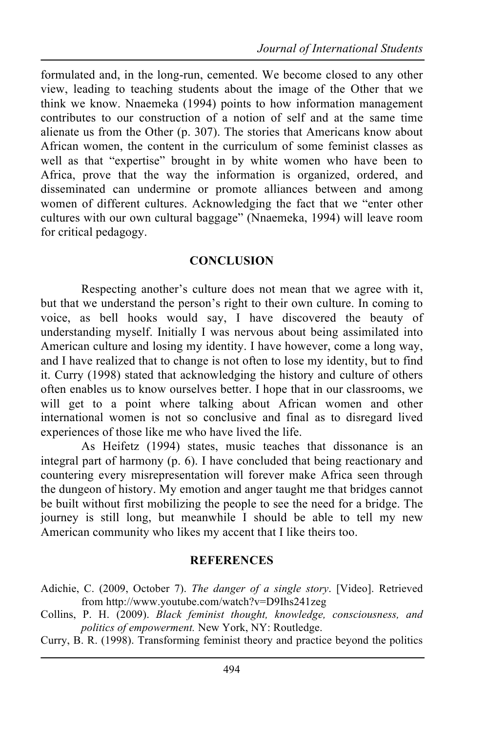formulated and, in the long-run, cemented. We become closed to any other view, leading to teaching students about the image of the Other that we think we know. Nnaemeka (1994) points to how information management contributes to our construction of a notion of self and at the same time alienate us from the Other (p. 307). The stories that Americans know about African women, the content in the curriculum of some feminist classes as well as that "expertise" brought in by white women who have been to Africa, prove that the way the information is organized, ordered, and disseminated can undermine or promote alliances between and among women of different cultures. Acknowledging the fact that we "enter other cultures with our own cultural baggage" (Nnaemeka, 1994) will leave room for critical pedagogy.

## CONCLUSION

Respecting another's culture does not mean that we agree with it, but that we understand the person's right to their own culture. In coming to voice, as bell hooks would say, I have discovered the beauty of understanding myself. Initially I was nervous about being assimilated into American culture and losing my identity. I have however, come a long way, and I have realized that to change is not often to lose my identity, but to find it. Curry (1998) stated that acknowledging the history and culture of others often enables us to know ourselves better. I hope that in our classrooms, we will get to a point where talking about African women and other international women is not so conclusive and final as to disregard lived experiences of those like me who have lived the life.

As Heifetz (1994) states, music teaches that dissonance is an integral part of harmony (p. 6). I have concluded that being reactionary and countering every misrepresentation will forever make Africa seen through the dungeon of history. My emotion and anger taught me that bridges cannot be built without first mobilizing the people to see the need for a bridge. The journey is still long, but meanwhile I should be able to tell my new American community who likes my accent that I like theirs too.

## REFERENCES

Adichie, C. (2009, October 7). *The danger of a single story*. [Video]. Retrieved from http://www.youtube.com/watch?v=D9Ihs241zeg

Collins, P. H. (2009). *Black feminist thought, knowledge, consciousness, and politics of empowerment.* New York, NY: Routledge.

Curry, B. R. (1998). Transforming feminist theory and practice beyond the politics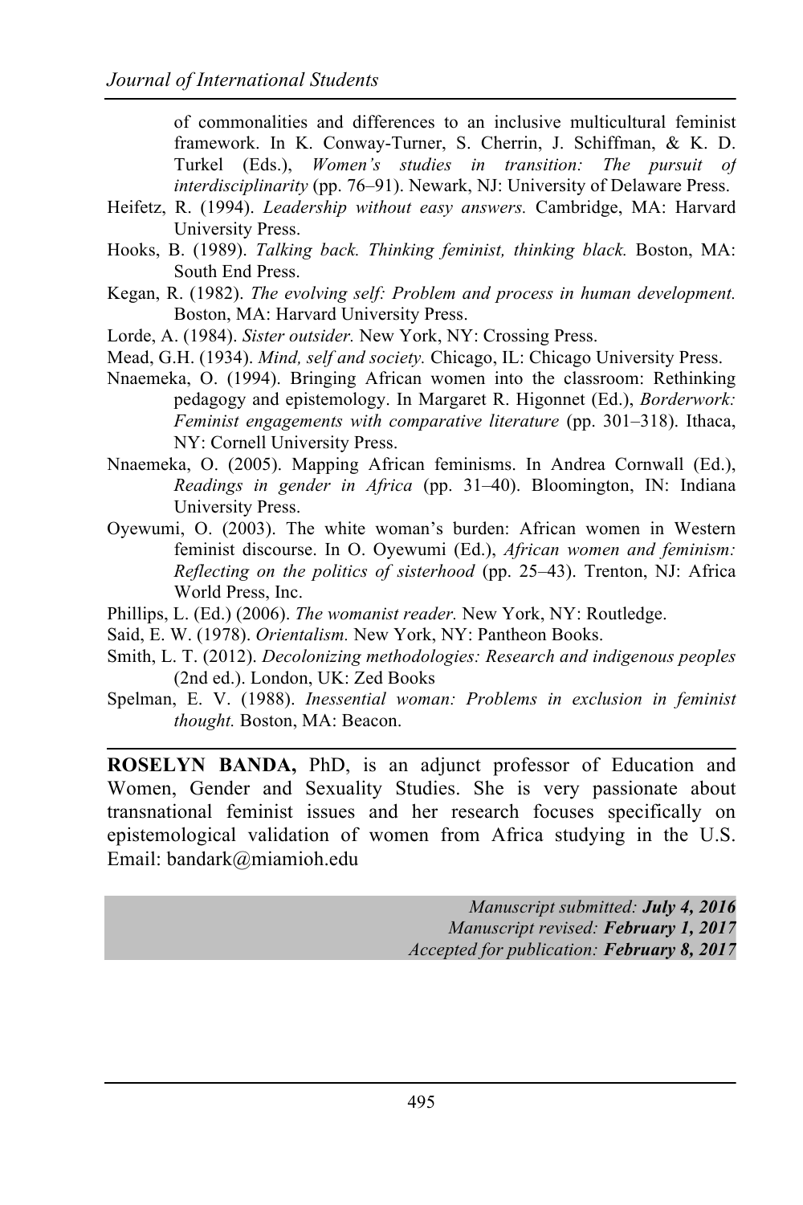of commonalities and differences to an inclusive multicultural feminist framework. In K. Conway-Turner, S. Cherrin, J. Schiffman, & K. D. Turkel (Eds.), *Women's studies in transition: The pursuit of interdisciplinarity* (pp. 76–91). Newark, NJ: University of Delaware Press.

Heifetz, R. (1994). *Leadership without easy answers.* Cambridge, MA: Harvard University Press.

Hooks, B. (1989). *Talking back. Thinking feminist, thinking black.* Boston, MA: South End Press.

Kegan, R. (1982). *The evolving self: Problem and process in human development.* Boston, MA: Harvard University Press.

Lorde, A. (1984). *Sister outsider.* New York, NY: Crossing Press.

Mead, G.H. (1934). *Mind, self and society.* Chicago, IL: Chicago University Press.

Nnaemeka, O. (1994). Bringing African women into the classroom: Rethinking pedagogy and epistemology. In Margaret R. Higonnet (Ed.), *Borderwork: Feminist engagements with comparative literature* (pp. 301–318). Ithaca, NY: Cornell University Press.

Nnaemeka, O. (2005). Mapping African feminisms. In Andrea Cornwall (Ed.), *Readings in gender in Africa* (pp. 31–40). Bloomington, IN: Indiana University Press.

Oyewumi, O. (2003). The white woman's burden: African women in Western feminist discourse. In O. Oyewumi (Ed.), *African women and feminism: Reflecting on the politics of sisterhood* (pp. 25–43). Trenton, NJ: Africa World Press, Inc.

Phillips, L. (Ed.) (2006). *The womanist reader.* New York, NY: Routledge.

Said, E. W. (1978). *Orientalism.* New York, NY: Pantheon Books.

Smith, L. T. (2012). *Decolonizing methodologies: Research and indigenous peoples* (2nd ed.). London, UK: Zed Books

Spelman, E. V. (1988). *Inessential woman: Problems in exclusion in feminist thought.* Boston, MA: Beacon.

---

**ROSELYN BANDA,** PhD, is an adjunct professor of Education and Women, Gender and Sexuality Studies. She is very passionate about transnational feminist issues and her research focuses specifically on epistemological validation of women from Africa studying in the U.S. Email: bandark@miamioh.edu

*Manuscript submitted: **July 4, 2016***
*Manuscript revised: **February 1, 2017***
*Accepted for publication: **February 8, 2017***